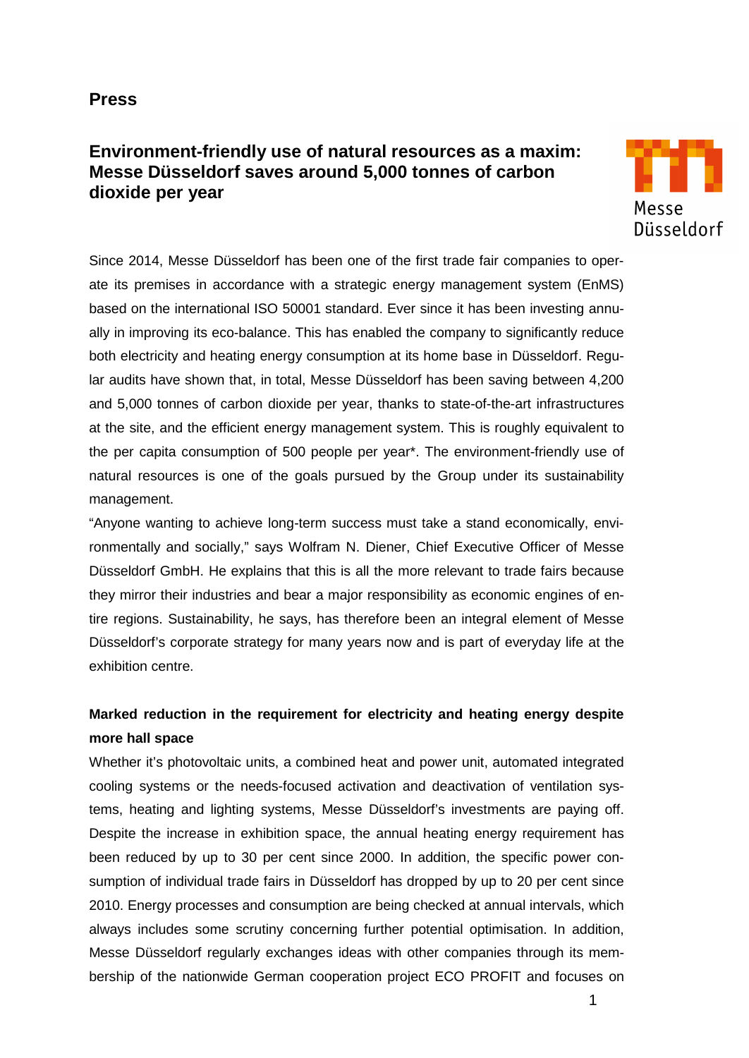# Press

## Environment-friendly use of natural resources as a maxim: Messe Düsseldorf saves around 5,000 tonnes of carbon dioxide per year

Since 2014, Messe Düsseldorf has been one of the first trade fair companies to operate its premises in accordance with a strategic energy management system (EnMS) based on the international ISO 50001 standard. Ever since it has been investing annually in improving its eco-balance. This has enabled the company to significantly reduce both electricity and heating energy consumption at its home base in Düsseldorf. Regular audits have shown that, in total, Messe Düsseldorf has been saving between 4,200 and 5,000 tonnes of carbon dioxide per year, thanks to state-of-the-art infrastructures at the site, and the efficient energy management system. This is roughly equivalent to the per capita consumption of 500 people per year*. The environment-friendly use of natural resources is one of the goals pursued by the Group under its sustainability management.

"Anyone wanting to achieve long-term success must take a stand economically, environmentally and socially," says Wolfram N. Diener, Chief Executive Officer of Messe Düsseldorf GmbH. He explains that this is all the more relevant to trade fairs because they mirror their industries and bear a major responsibility as economic engines of entire regions. Sustainability, he says, has therefore been an integral element of Messe Düsseldorf's corporate strategy for many years now and is part of everyday life at the exhibition centre.

**Marked reduction in the requirement for electricity and heating energy despite more hall space**

Whether it's photovoltaic units, a combined heat and power unit, automated integrated cooling systems or the needs-focused activation and deactivation of ventilation systems, heating and lighting systems, Messe Düsseldorf's investments are paying off. Despite the increase in exhibition space, the annual heating energy requirement has been reduced by up to 30 per cent since 2000. In addition, the specific power consumption of individual trade fairs in Düsseldorf has dropped by up to 20 per cent since 2010. Energy processes and consumption are being checked at annual intervals, which always includes some scrutiny concerning further potential optimisation. In addition, Messe Düsseldorf regularly exchanges ideas with other companies through its membership of the nationwide German cooperation project ECO PROFIT and focuses on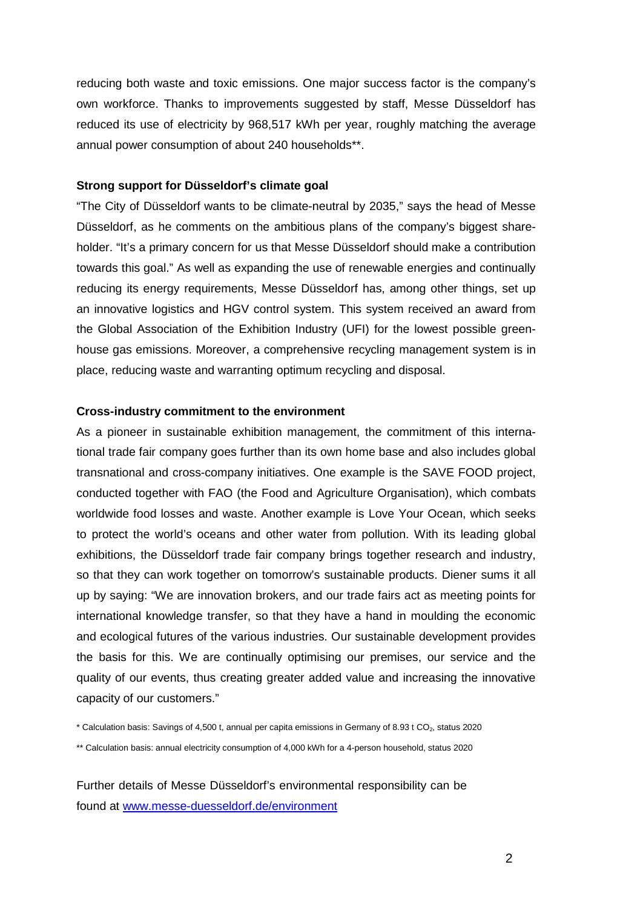reducing both waste and toxic emissions. One major success factor is the company's own workforce. Thanks to improvements suggested by staff, Messe Düsseldorf has reduced its use of electricity by 968,517 kWh per year, roughly matching the average annual power consumption of about 240 households**.

**Strong support for Düsseldorf's climate goal**

"The City of Düsseldorf wants to be climate-neutral by 2035," says the head of Messe Düsseldorf, as he comments on the ambitious plans of the company's biggest shareholder. "It's a primary concern for us that Messe Düsseldorf should make a contribution towards this goal." As well as expanding the use of renewable energies and continually reducing its energy requirements, Messe Düsseldorf has, among other things, set up an innovative logistics and HGV control system. This system received an award from the Global Association of the Exhibition Industry (UFI) for the lowest possible greenhouse gas emissions. Moreover, a comprehensive recycling management system is in place, reducing waste and warranting optimum recycling and disposal.

**Cross-industry commitment to the environment**

As a pioneer in sustainable exhibition management, the commitment of this international trade fair company goes further than its own home base and also includes global transnational and cross-company initiatives. One example is the SAVE FOOD project, conducted together with FAO (the Food and Agriculture Organisation), which combats worldwide food losses and waste. Another example is Love Your Ocean, which seeks to protect the world's oceans and other water from pollution. With its leading global exhibitions, the Düsseldorf trade fair company brings together research and industry, so that they can work together on tomorrow's sustainable products. Diener sums it all up by saying: "We are innovation brokers, and our trade fairs act as meeting points for international knowledge transfer, so that they have a hand in moulding the economic and ecological futures of the various industries. Our sustainable development provides the basis for this. We are continually optimising our premises, our service and the quality of our events, thus creating greater added value and increasing the innovative capacity of our customers."

\* Calculation basis: Savings of 4,500 t, annual per capita emissions in Germany of 8.93 t $CO_2$, status 2020

** Calculation basis: annual electricity consumption of 4,000 kWh for a 4-person household, status 2020

Further details of Messe Düsseldorf's environmental responsibility can be found at [www.messe-duesseldorf.de/environment](www.messe-duesseldorf.de/environment)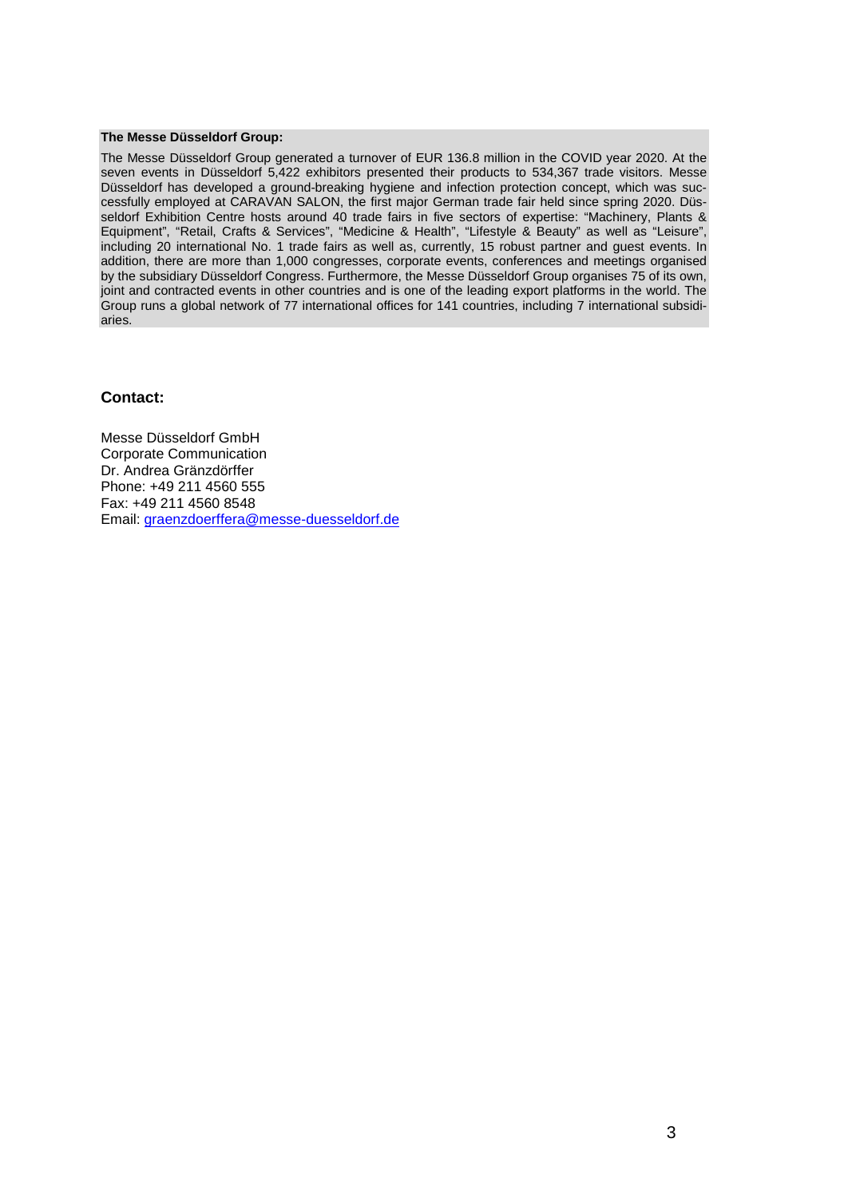**The Messe Düsseldorf Group:**

The Messe Düsseldorf Group generated a turnover of EUR 136.8 million in the COVID year 2020. At the seven events in Düsseldorf 5,422 exhibitors presented their products to 534,367 trade visitors. Messe Düsseldorf has developed a ground-breaking hygiene and infection protection concept, which was successfully employed at CARAVAN SALON, the first major German trade fair held since spring 2020. Düsseldorf Exhibition Centre hosts around 40 trade fairs in five sectors of expertise: "Machinery, Plants & Equipment", "Retail, Crafts & Services", "Medicine & Health", "Lifestyle & Beauty" as well as "Leisure", including 20 international No. 1 trade fairs as well as, currently, 15 robust partner and guest events. In addition, there are more than 1,000 congresses, corporate events, conferences and meetings organised by the subsidiary Düsseldorf Congress. Furthermore, the Messe Düsseldorf Group organises 75 of its own, joint and contracted events in other countries and is one of the leading export platforms in the world. The Group runs a global network of 77 international offices for 141 countries, including 7 international subsidiaries.

## Contact:

Messe Düsseldorf GmbH
Corporate Communication
Dr. Andrea Gränzdörffer
Phone: +49 211 4560 555
Fax: +49 211 4560 8548
Email: graenzdoerffera@messe-duesseldorf.de